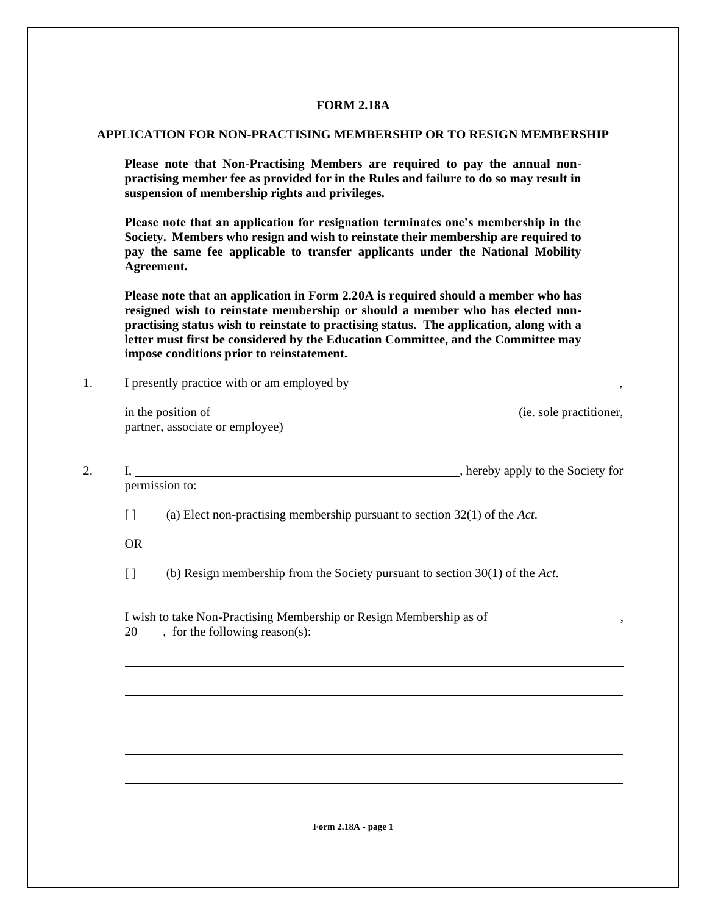**FORM 2.18A**

**APPLICATION FOR NON-PRACTISING MEMBERSHIP OR TO RESIGN MEMBERSHIP**

**Please note that Non-Practising Members are required to pay the annual non-practising member fee as provided for in the Rules and failure to do so may result in suspension of membership rights and privileges.**

**Please note that an application for resignation terminates one's membership in the Society. Members who resign and wish to reinstate their membership are required to pay the same fee applicable to transfer applicants under the National Mobility Agreement.**

**Please note that an application in Form 2.20A is required should a member who has resigned wish to reinstate membership or should a member who has elected non-practising status wish to reinstate to practising status. The application, along with a letter must first be considered by the Education Committee, and the Committee may impose conditions prior to reinstatement.**

1. I presently practice with or am employed by ______________________________,

   in the position of ______________________________ (ie. sole practitioner, partner, associate or employee)

2. I, ______________________________, hereby apply to the Society for permission to:

   [ ] (a) Elect non-practising membership pursuant to section 32(1) of the *Act*.

   OR

   [ ] (b) Resign membership from the Society pursuant to section 30(1) of the *Act*.

   I wish to take Non-Practising Membership or Resign Membership as of ____________________, 20____, for the following reason(s):

   ______________________________________________________________________

   ______________________________________________________________________

   ______________________________________________________________________

   ______________________________________________________________________

   ______________________________________________________________________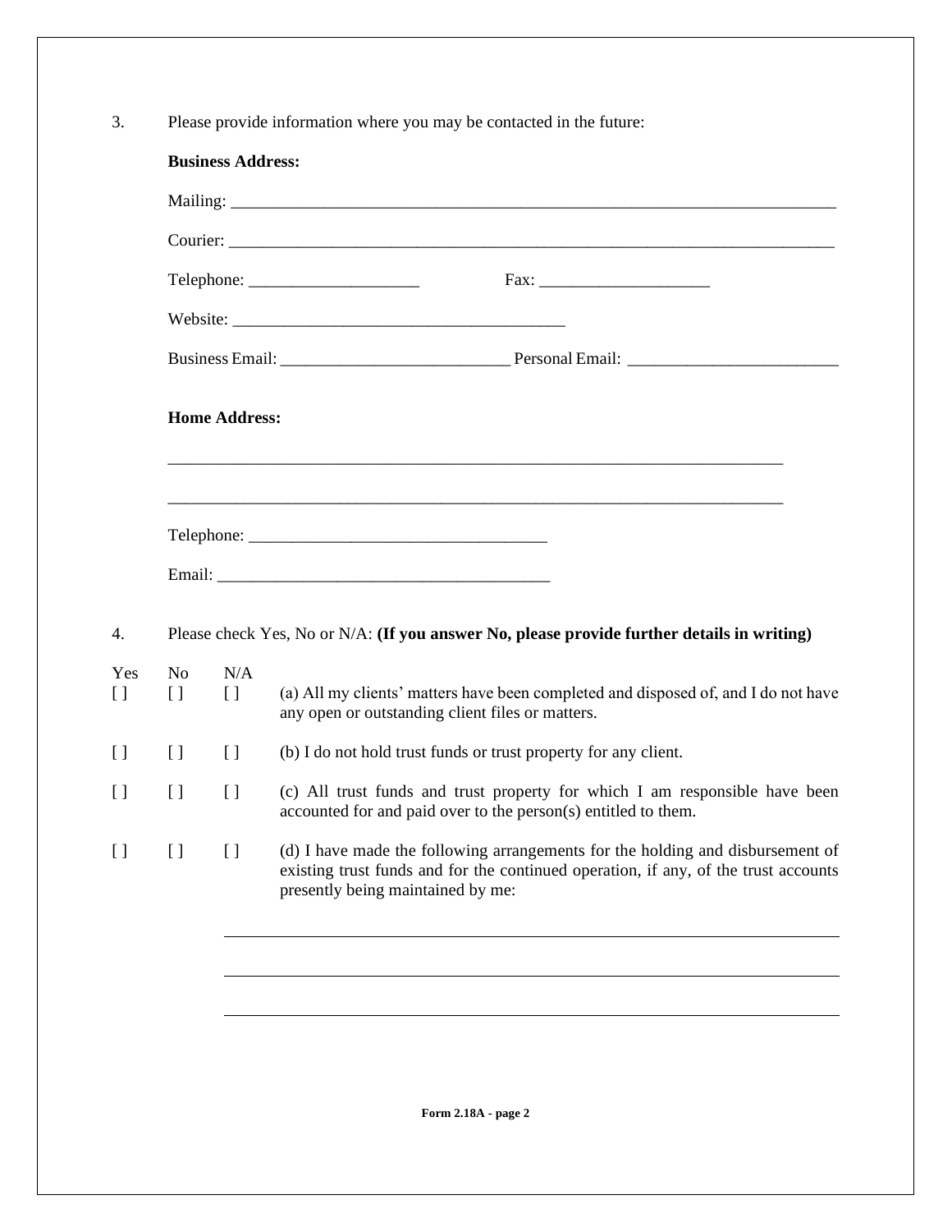3. Please provide information where you may be contacted in the future:

**Business Address:**

Mailing: ___________________________________________________________________________

Courier: ___________________________________________________________________________

Telephone: ____________________ Fax: ____________________

Website: _______________________________________

Business Email: ___________________________ Personal Email: _________________________

**Home Address:**

___________________________________________________________________________

___________________________________________________________________________

Telephone: ___________________________________

Email: _______________________________________

4. Please check Yes, No or N/A: **(If you answer No, please provide further details in writing)**

| Yes | No | N/A | |
|---|---|---|---|
| [ ] | [ ] | [ ] | (a) All my clients' matters have been completed and disposed of, and I do not have any open or outstanding client files or matters. |
| [ ] | [ ] | [ ] | (b) I do not hold trust funds or trust property for any client. |
| [ ] | [ ] | [ ] | (c) All trust funds and trust property for which I am responsible have been accounted for and paid over to the person(s) entitled to them. |
| [ ] | [ ] | [ ] | (d) I have made the following arrangements for the holding and disbursement of existing trust funds and for the continued operation, if any, of the trust accounts presently being maintained by me: |

___________________________________________________________________________

___________________________________________________________________________

___________________________________________________________________________

**Form 2.18A - page 2**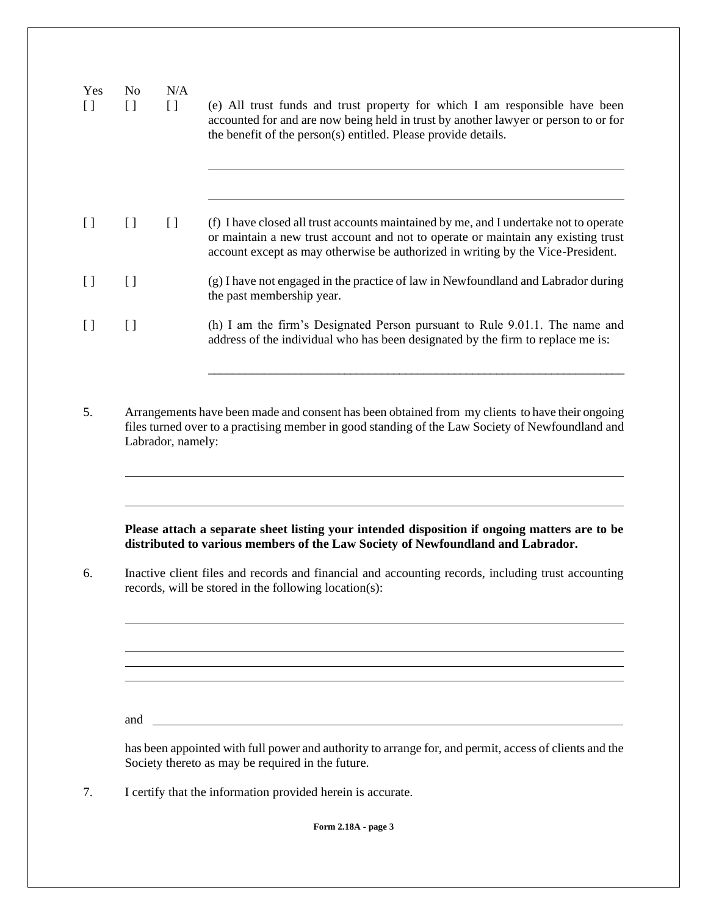| Yes | No | N/A | |
|---|---|---|---|
| [ ] | [ ] | [ ] | (e) All trust funds and trust property for which I am responsible have been accounted for and are now being held in trust by another lawyer or person to or for the benefit of the person(s) entitled. Please provide details. |
| [ ] | [ ] | [ ] | (f) I have closed all trust accounts maintained by me, and I undertake not to operate or maintain a new trust account and not to operate or maintain any existing trust account except as may otherwise be authorized in writing by the Vice-President. |
| [ ] | [ ] | | (g) I have not engaged in the practice of law in Newfoundland and Labrador during the past membership year. |
| [ ] | [ ] | | (h) I am the firm's Designated Person pursuant to Rule 9.01.1. The name and address of the individual who has been designated by the firm to replace me is: |

5. Arrangements have been made and consent has been obtained from my clients to have their ongoing files turned over to a practising member in good standing of the Law Society of Newfoundland and Labrador, namely:

**Please attach a separate sheet listing your intended disposition if ongoing matters are to be distributed to various members of the Law Society of Newfoundland and Labrador.**

6. Inactive client files and records and financial and accounting records, including trust accounting records, will be stored in the following location(s):

and \_\_\_\_\_\_\_\_\_\_\_\_\_\_\_\_\_\_\_\_\_\_\_\_\_\_\_\_\_\_\_\_\_\_\_\_\_\_\_\_

has been appointed with full power and authority to arrange for, and permit, access of clients and the Society thereto as may be required in the future.

7. I certify that the information provided herein is accurate.

**Form 2.18A - page 3**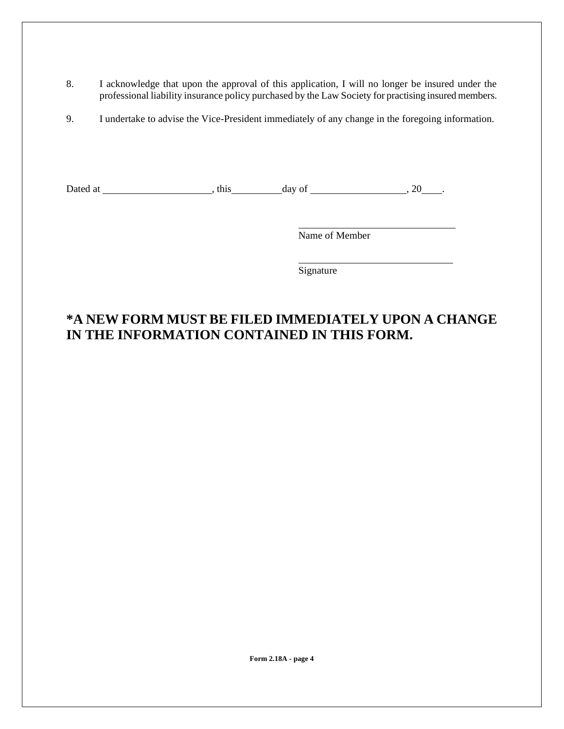8. I acknowledge that upon the approval of this application, I will no longer be insured under the professional liability insurance policy purchased by the Law Society for practising insured members.

9. I undertake to advise the Vice-President immediately of any change in the foregoing information.

Dated at ______________________, this __________ day of ___________________, 20____.

________________________________
Name of Member

________________________________
Signature

## *A NEW FORM MUST BE FILED IMMEDIATELY UPON A CHANGE IN THE INFORMATION CONTAINED IN THIS FORM.

**Form 2.18A - page 4**